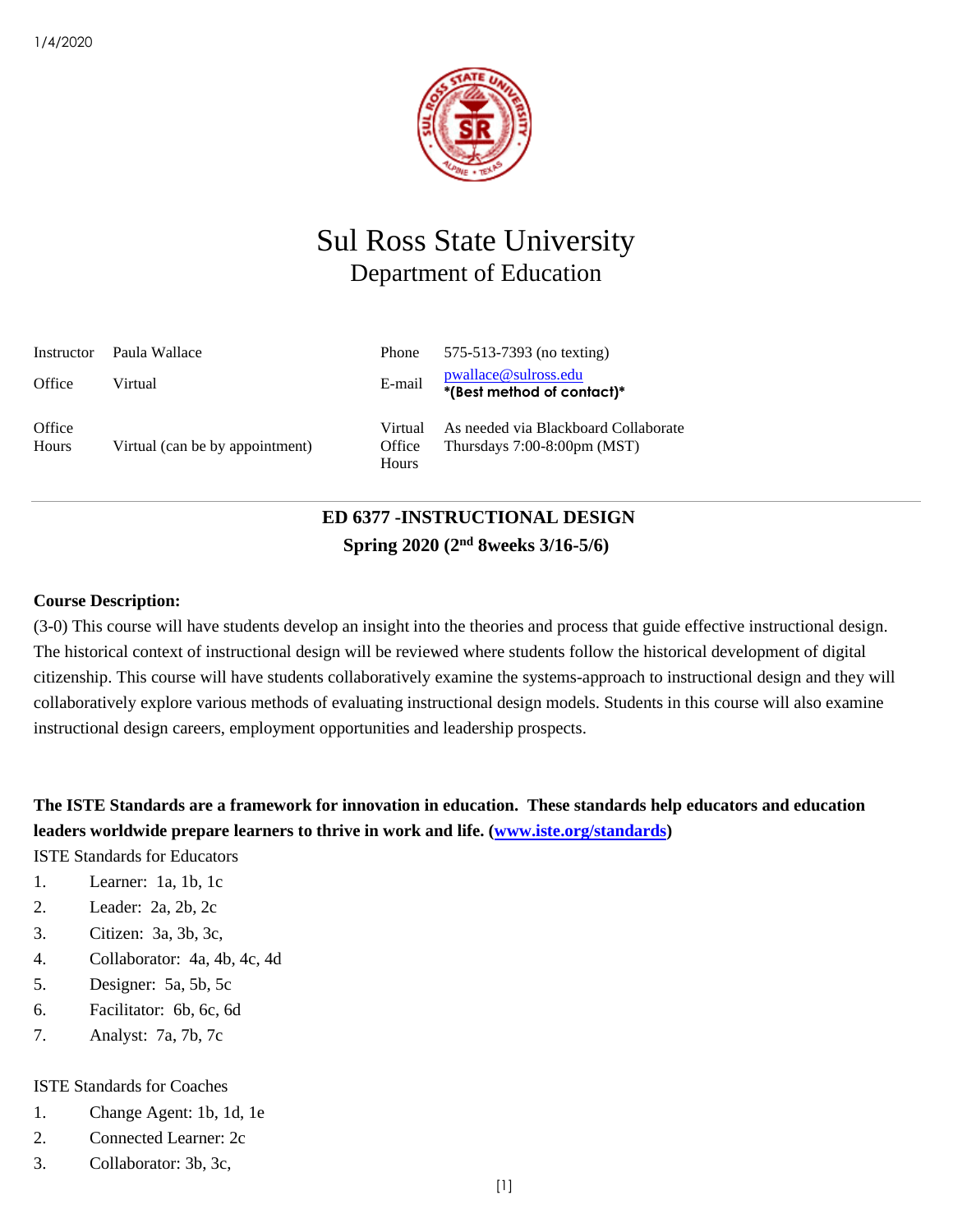1/4/2020

# Sul Ross State University
## Department of Education

| Instructor | Paula Wallace | Phone | 575-513-7393 (no texting) |
|---|---|---|---|
| Office | Virtual | E-mail | pwallace@sulross.edu **\*(Best method of contact)\*** |
| Office Hours | Virtual (can be by appointment) | Virtual Office Hours | As needed via Blackboard Collaborate Thursdays 7:00-8:00pm (MST) |

---

**ED 6377 -INSTRUCTIONAL DESIGN**

**Spring 2020 (2nd 8weeks 3/16-5/6)**

**Course Description:**

(3-0) This course will have students develop an insight into the theories and process that guide effective instructional design. The historical context of instructional design will be reviewed where students follow the historical development of digital citizenship. This course will have students collaboratively examine the systems-approach to instructional design and they will collaboratively explore various methods of evaluating instructional design models. Students in this course will also examine instructional design careers, employment opportunities and leadership prospects.

**The ISTE Standards are a framework for innovation in education. These standards help educators and education leaders worldwide prepare learners to thrive in work and life. (www.iste.org/standards)**

ISTE Standards for Educators

1. Learner: 1a, 1b, 1c
2. Leader: 2a, 2b, 2c
3. Citizen: 3a, 3b, 3c,
4. Collaborator: 4a, 4b, 4c, 4d
5. Designer: 5a, 5b, 5c
6. Facilitator: 6b, 6c, 6d
7. Analyst: 7a, 7b, 7c

ISTE Standards for Coaches

1. Change Agent: 1b, 1d, 1e
2. Connected Learner: 2c
3. Collaborator: 3b, 3c,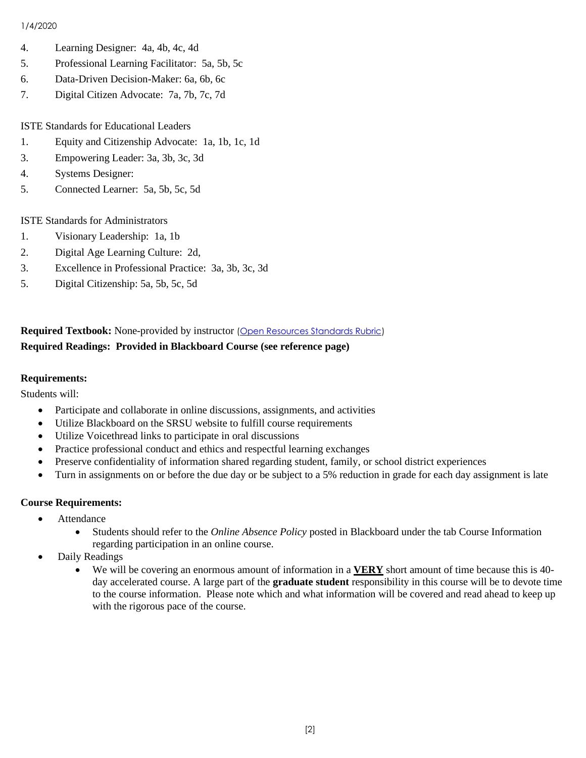4. Learning Designer: 4a, 4b, 4c, 4d
5. Professional Learning Facilitator: 5a, 5b, 5c
6. Data-Driven Decision-Maker: 6a, 6b, 6c
7. Digital Citizen Advocate: 7a, 7b, 7c, 7d

ISTE Standards for Educational Leaders

1. Equity and Citizenship Advocate: 1a, 1b, 1c, 1d
3. Empowering Leader: 3a, 3b, 3c, 3d
4. Systems Designer:
5. Connected Learner: 5a, 5b, 5c, 5d

ISTE Standards for Administrators

1. Visionary Leadership: 1a, 1b
2. Digital Age Learning Culture: 2d,
3. Excellence in Professional Practice: 3a, 3b, 3c, 3d
5. Digital Citizenship: 5a, 5b, 5c, 5d

**Required Textbook:** None-provided by instructor (Open Resources Standards Rubric)
**Required Readings: Provided in Blackboard Course (see reference page)**

**Requirements:**

Students will:

- Participate and collaborate in online discussions, assignments, and activities
- Utilize Blackboard on the SRSU website to fulfill course requirements
- Utilize Voicethread links to participate in oral discussions
- Practice professional conduct and ethics and respectful learning exchanges
- Preserve confidentiality of information shared regarding student, family, or school district experiences
- Turn in assignments on or before the due day or be subject to a 5% reduction in grade for each day assignment is late

**Course Requirements:**

- Attendance
  - Students should refer to the *Online Absence Policy* posted in Blackboard under the tab Course Information regarding participation in an online course.
- Daily Readings
  - We will be covering an enormous amount of information in a **VERY** short amount of time because this is 40-day accelerated course. A large part of the **graduate student** responsibility in this course will be to devote time to the course information. Please note which and what information will be covered and read ahead to keep up with the rigorous pace of the course.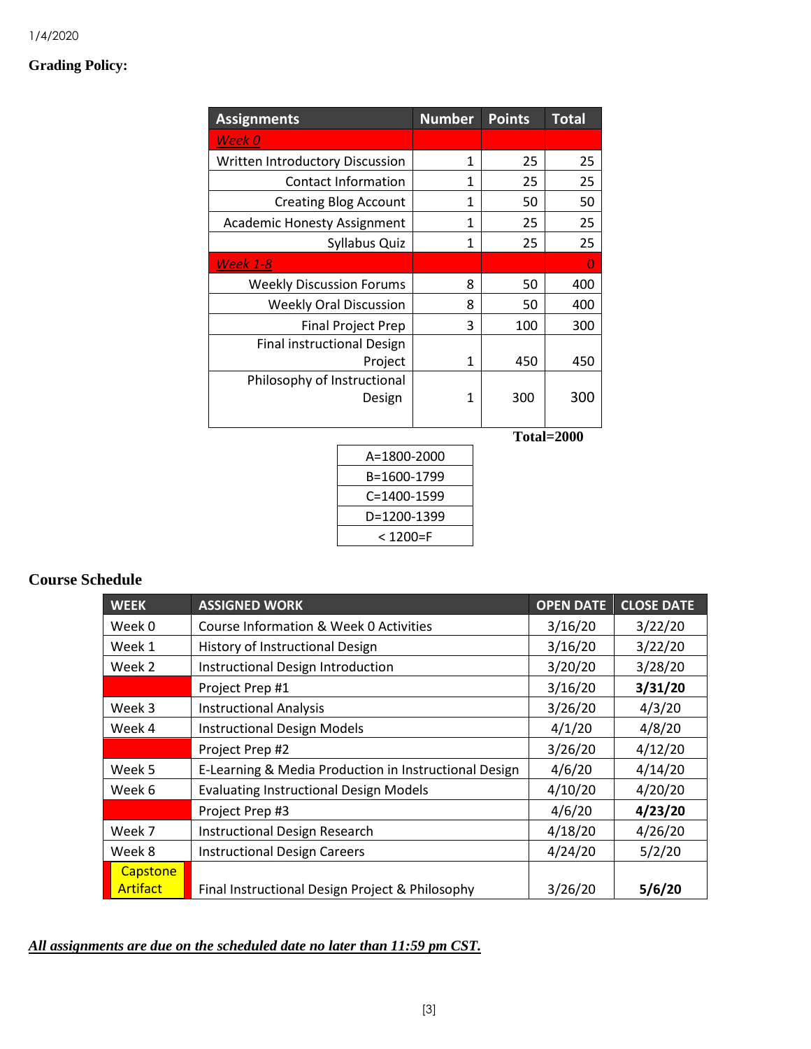1/4/2020

**Grading Policy:**

| Assignments | Number | Points | Total |
|---|---|---|---|
| *Week 0* | | | |
| Written Introductory Discussion | 1 | 25 | 25 |
| Contact Information | 1 | 25 | 25 |
| Creating Blog Account | 1 | 50 | 50 |
| Academic Honesty Assignment | 1 | 25 | 25 |
| Syllabus Quiz | 1 | 25 | 25 |
| *Week 1-8* | | | 0 |
| Weekly Discussion Forums | 8 | 50 | 400 |
| Weekly Oral Discussion | 8 | 50 | 400 |
| Final Project Prep | 3 | 100 | 300 |
| Final instructional Design Project | 1 | 450 | 450 |
| Philosophy of Instructional Design | 1 | 300 | 300 |

**Total=2000**

| A=1800-2000 |
|---|
| B=1600-1799 |
| C=1400-1599 |
| D=1200-1399 |
| < 1200=F |

**Course Schedule**

| WEEK | ASSIGNED WORK | OPEN DATE | CLOSE DATE |
|---|---|---|---|
| Week 0 | Course Information & Week 0 Activities | 3/16/20 | 3/22/20 |
| Week 1 | History of Instructional Design | 3/16/20 | 3/22/20 |
| Week 2 | Instructional Design Introduction | 3/20/20 | 3/28/20 |
| | Project Prep #1 | 3/16/20 | **3/31/20** |
| Week 3 | Instructional Analysis | 3/26/20 | 4/3/20 |
| Week 4 | Instructional Design Models | 4/1/20 | 4/8/20 |
| | Project Prep #2 | 3/26/20 | 4/12/20 |
| Week 5 | E-Learning & Media Production in Instructional Design | 4/6/20 | 4/14/20 |
| Week 6 | Evaluating Instructional Design Models | 4/10/20 | 4/20/20 |
| | Project Prep #3 | 4/6/20 | **4/23/20** |
| Week 7 | Instructional Design Research | 4/18/20 | 4/26/20 |
| Week 8 | Instructional Design Careers | 4/24/20 | 5/2/20 |
| Capstone Artifact | Final Instructional Design Project & Philosophy | 3/26/20 | **5/6/20** |

***All assignments are due on the scheduled date no later than 11:59 pm CST.***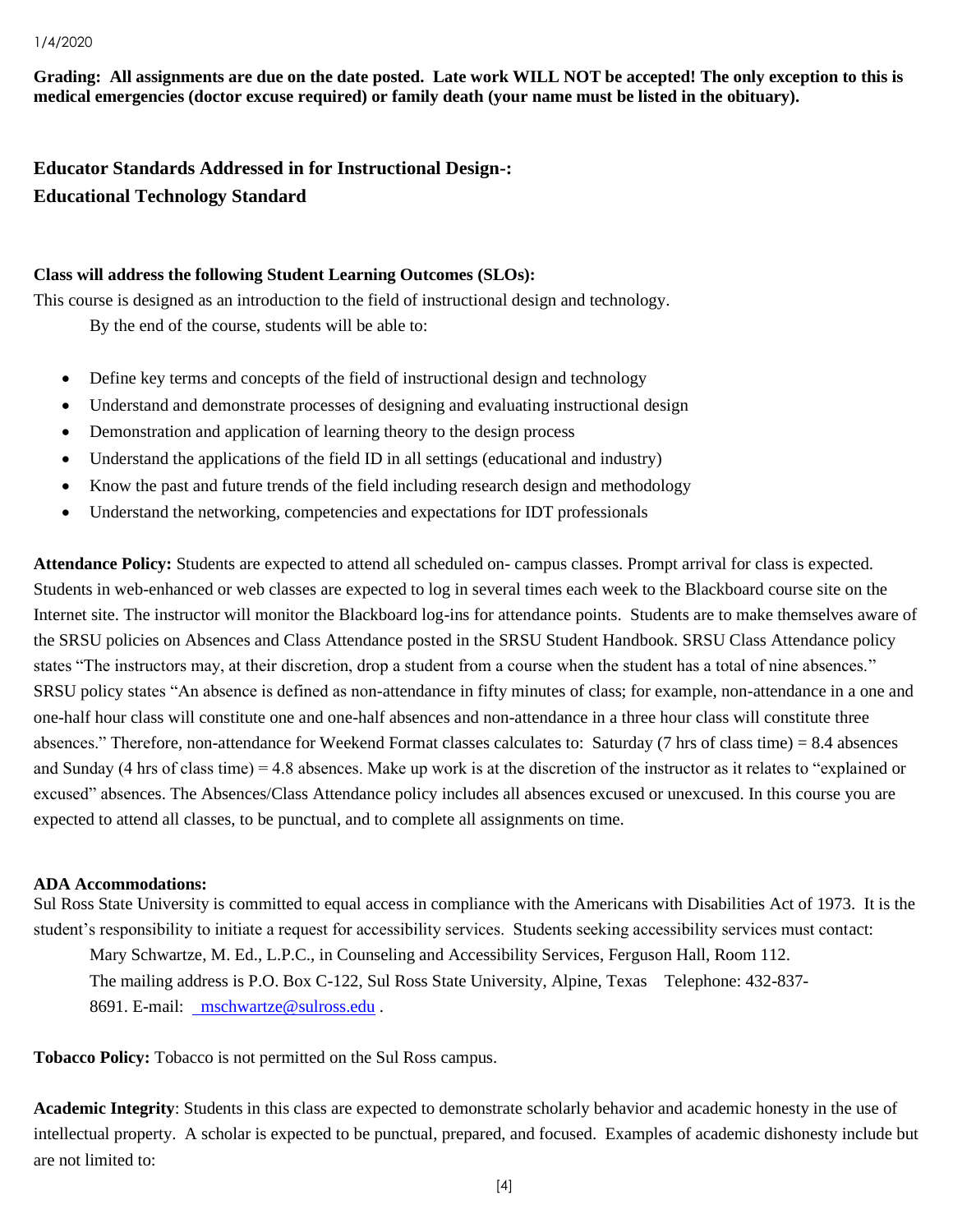**Grading: All assignments are due on the date posted. Late work WILL NOT be accepted! The only exception to this is medical emergencies (doctor excuse required) or family death (your name must be listed in the obituary).**

### Educator Standards Addressed in for Instructional Design-:

### Educational Technology Standard

**Class will address the following Student Learning Outcomes (SLOs):**

This course is designed as an introduction to the field of instructional design and technology.

By the end of the course, students will be able to:

- Define key terms and concepts of the field of instructional design and technology
- Understand and demonstrate processes of designing and evaluating instructional design
- Demonstration and application of learning theory to the design process
- Understand the applications of the field ID in all settings (educational and industry)
- Know the past and future trends of the field including research design and methodology
- Understand the networking, competencies and expectations for IDT professionals

**Attendance Policy:** Students are expected to attend all scheduled on- campus classes. Prompt arrival for class is expected. Students in web-enhanced or web classes are expected to log in several times each week to the Blackboard course site on the Internet site. The instructor will monitor the Blackboard log-ins for attendance points. Students are to make themselves aware of the SRSU policies on Absences and Class Attendance posted in the SRSU Student Handbook. SRSU Class Attendance policy states "The instructors may, at their discretion, drop a student from a course when the student has a total of nine absences." SRSU policy states "An absence is defined as non-attendance in fifty minutes of class; for example, non-attendance in a one and one-half hour class will constitute one and one-half absences and non-attendance in a three hour class will constitute three absences." Therefore, non-attendance for Weekend Format classes calculates to: Saturday (7 hrs of class time) = 8.4 absences and Sunday (4 hrs of class time) = 4.8 absences. Make up work is at the discretion of the instructor as it relates to "explained or excused" absences. The Absences/Class Attendance policy includes all absences excused or unexcused. In this course you are expected to attend all classes, to be punctual, and to complete all assignments on time.

**ADA Accommodations:**

Sul Ross State University is committed to equal access in compliance with the Americans with Disabilities Act of 1973. It is the student's responsibility to initiate a request for accessibility services. Students seeking accessibility services must contact:

Mary Schwartze, M. Ed., L.P.C., in Counseling and Accessibility Services, Ferguson Hall, Room 112. The mailing address is P.O. Box C-122, Sul Ross State University, Alpine, Texas Telephone: 432-837-8691. E-mail: mschwartze@sulross.edu .

**Tobacco Policy:** Tobacco is not permitted on the Sul Ross campus.

**Academic Integrity**: Students in this class are expected to demonstrate scholarly behavior and academic honesty in the use of intellectual property. A scholar is expected to be punctual, prepared, and focused. Examples of academic dishonesty include but are not limited to: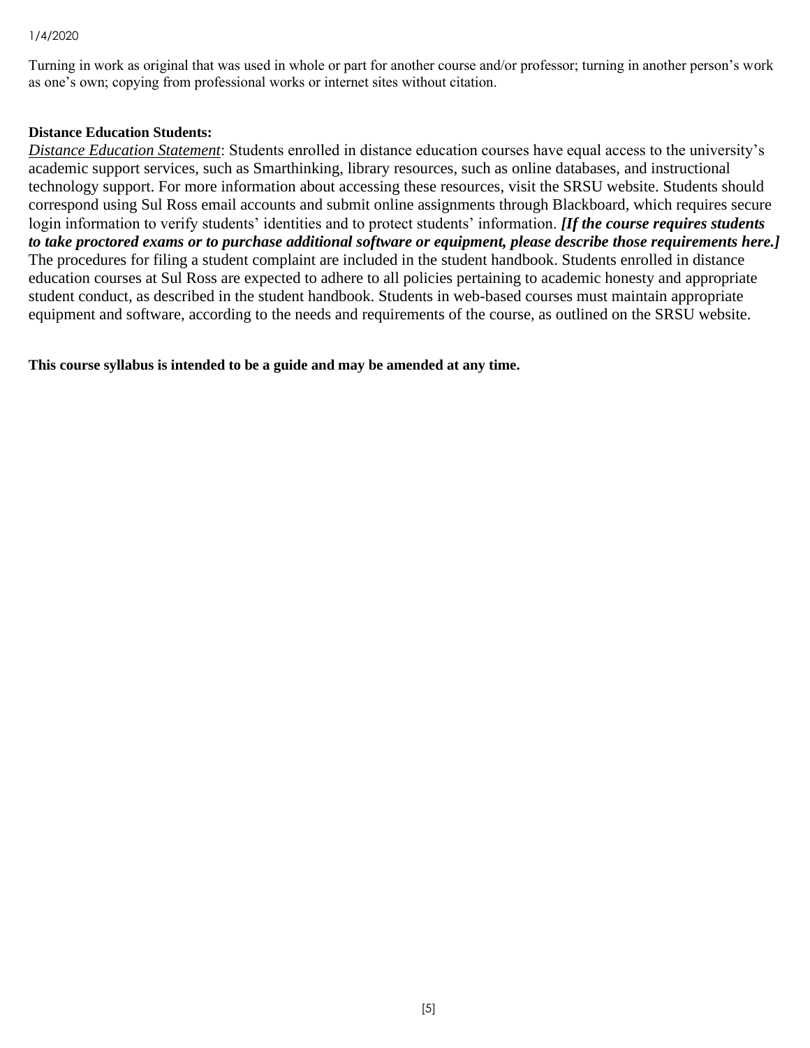Turning in work as original that was used in whole or part for another course and/or professor; turning in another person's work as one's own; copying from professional works or internet sites without citation.

**Distance Education Students:**

*Distance Education Statement*: Students enrolled in distance education courses have equal access to the university's academic support services, such as Smarthinking, library resources, such as online databases, and instructional technology support. For more information about accessing these resources, visit the SRSU website. Students should correspond using Sul Ross email accounts and submit online assignments through Blackboard, which requires secure login information to verify students' identities and to protect students' information. ***[If the course requires students to take proctored exams or to purchase additional software or equipment, please describe those requirements here.]*** The procedures for filing a student complaint are included in the student handbook. Students enrolled in distance education courses at Sul Ross are expected to adhere to all policies pertaining to academic honesty and appropriate student conduct, as described in the student handbook. Students in web-based courses must maintain appropriate equipment and software, according to the needs and requirements of the course, as outlined on the SRSU website.

**This course syllabus is intended to be a guide and may be amended at any time.**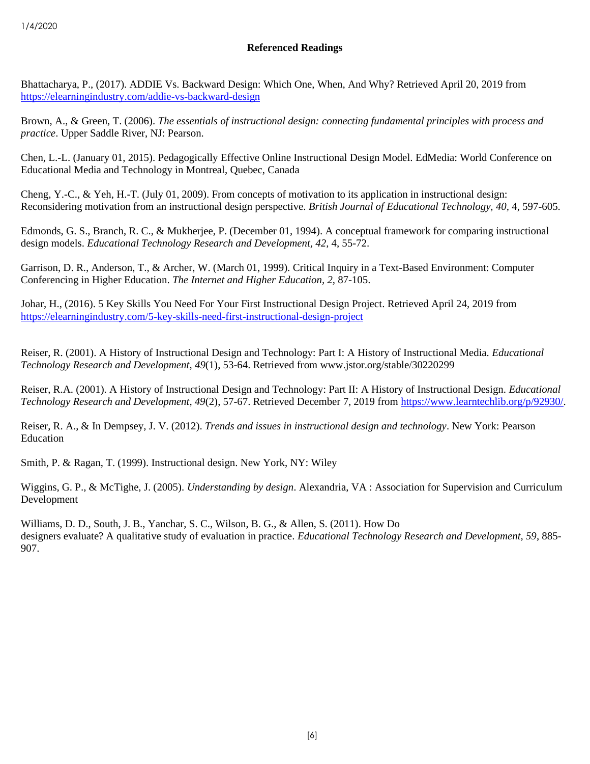**Referenced Readings**

Bhattacharya, P., (2017). ADDIE Vs. Backward Design: Which One, When, And Why? Retrieved April 20, 2019 from https://elearningindustry.com/addie-vs-backward-design

Brown, A., & Green, T. (2006). *The essentials of instructional design: connecting fundamental principles with process and practice*. Upper Saddle River, NJ: Pearson.

Chen, L.-L. (January 01, 2015). Pedagogically Effective Online Instructional Design Model. EdMedia: World Conference on Educational Media and Technology in Montreal, Quebec, Canada

Cheng, Y.-C., & Yeh, H.-T. (July 01, 2009). From concepts of motivation to its application in instructional design: Reconsidering motivation from an instructional design perspective. *British Journal of Educational Technology, 40*, 4, 597-605.

Edmonds, G. S., Branch, R. C., & Mukherjee, P. (December 01, 1994). A conceptual framework for comparing instructional design models. *Educational Technology Research and Development, 42*, 4, 55-72.

Garrison, D. R., Anderson, T., & Archer, W. (March 01, 1999). Critical Inquiry in a Text-Based Environment: Computer Conferencing in Higher Education. *The Internet and Higher Education, 2*, 87-105.

Johar, H., (2016). 5 Key Skills You Need For Your First Instructional Design Project. Retrieved April 24, 2019 from https://elearningindustry.com/5-key-skills-need-first-instructional-design-project

Reiser, R. (2001). A History of Instructional Design and Technology: Part I: A History of Instructional Media. *Educational Technology Research and Development, 49*(1), 53-64. Retrieved from www.jstor.org/stable/30220299

Reiser, R.A. (2001). A History of Instructional Design and Technology: Part II: A History of Instructional Design. *Educational Technology Research and Development, 49*(2), 57-67. Retrieved December 7, 2019 from https://www.learntechlib.org/p/92930/.

Reiser, R. A., & In Dempsey, J. V. (2012). *Trends and issues in instructional design and technology*. New York: Pearson Education

Smith, P. & Ragan, T. (1999). Instructional design. New York, NY: Wiley

Wiggins, G. P., & McTighe, J. (2005). *Understanding by design*. Alexandria, VA : Association for Supervision and Curriculum Development

Williams, D. D., South, J. B., Yanchar, S. C., Wilson, B. G., & Allen, S. (2011). How Do designers evaluate? A qualitative study of evaluation in practice. *Educational Technology Research and Development, 59*, 885-907.